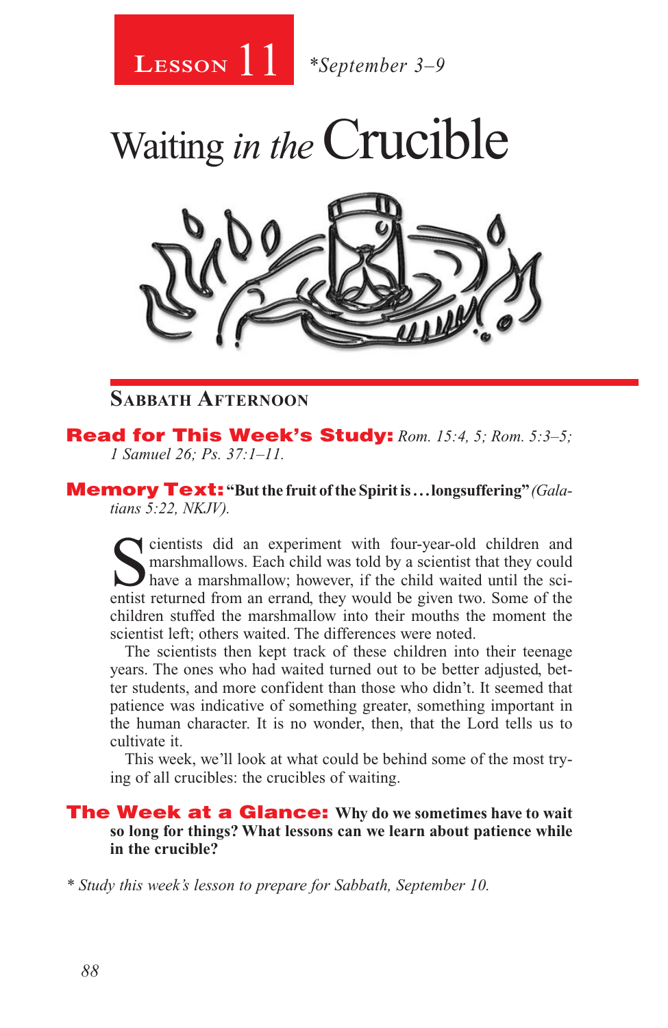# Lesson 11 *September 3–9

# Waiting *in the* Crucible

## Sabbath Afternoon

**Read for This Week's Study:** *Rom. 15:4, 5; Rom. 5:3–5; 1 Samuel 26; Ps. 37:1–11.*

**Memory Text:** **"But the fruit of the Spirit is . . . longsuffering"** *(Galatians 5:22, NKJV).*

Scientists did an experiment with four-year-old children and marshmallows. Each child was told by a scientist that they could have a marshmallow; however, if the child waited until the scientist returned from an errand, they would be given two. Some of the children stuffed the marshmallow into their mouths the moment the scientist left; others waited. The differences were noted.

The scientists then kept track of these children into their teenage years. The ones who had waited turned out to be better adjusted, better students, and more confident than those who didn't. It seemed that patience was indicative of something greater, something important in the human character. It is no wonder, then, that the Lord tells us to cultivate it.

This week, we'll look at what could be behind some of the most trying of all crucibles: the crucibles of waiting.

**The Week at a Glance:** **Why do we sometimes have to wait so long for things? What lessons can we learn about patience while in the crucible?**

*\* Study this week's lesson to prepare for Sabbath, September 10.*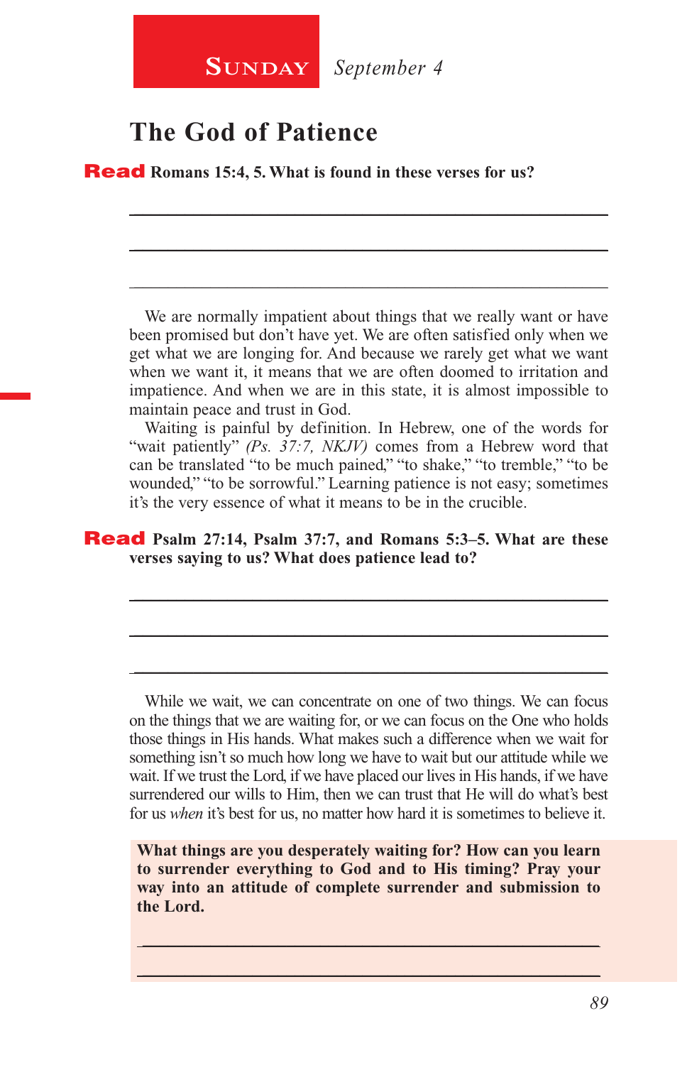**Sunday** *September 4*

## The God of Patience

**Read Romans 15:4, 5. What is found in these verses for us?**

___

___

___

We are normally impatient about things that we really want or have been promised but don't have yet. We are often satisfied only when we get what we are longing for. And because we rarely get what we want when we want it, it means that we are often doomed to irritation and impatience. And when we are in this state, it is almost impossible to maintain peace and trust in God.

Waiting is painful by definition. In Hebrew, one of the words for "wait patiently" *(Ps. 37:7, NKJV)* comes from a Hebrew word that can be translated "to be much pained," "to shake," "to tremble," "to be wounded," "to be sorrowful." Learning patience is not easy; sometimes it's the very essence of what it means to be in the crucible.

**Read Psalm 27:14, Psalm 37:7, and Romans 5:3–5. What are these verses saying to us? What does patience lead to?**

___

___

___

While we wait, we can concentrate on one of two things. We can focus on the things that we are waiting for, or we can focus on the One who holds those things in His hands. What makes such a difference when we wait for something isn't so much how long we have to wait but our attitude while we wait. If we trust the Lord, if we have placed our lives in His hands, if we have surrendered our wills to Him, then we can trust that He will do what's best for us *when* it's best for us, no matter how hard it is sometimes to believe it.

**What things are you desperately waiting for? How can you learn to surrender everything to God and to His timing? Pray your way into an attitude of complete surrender and submission to the Lord.**

___

___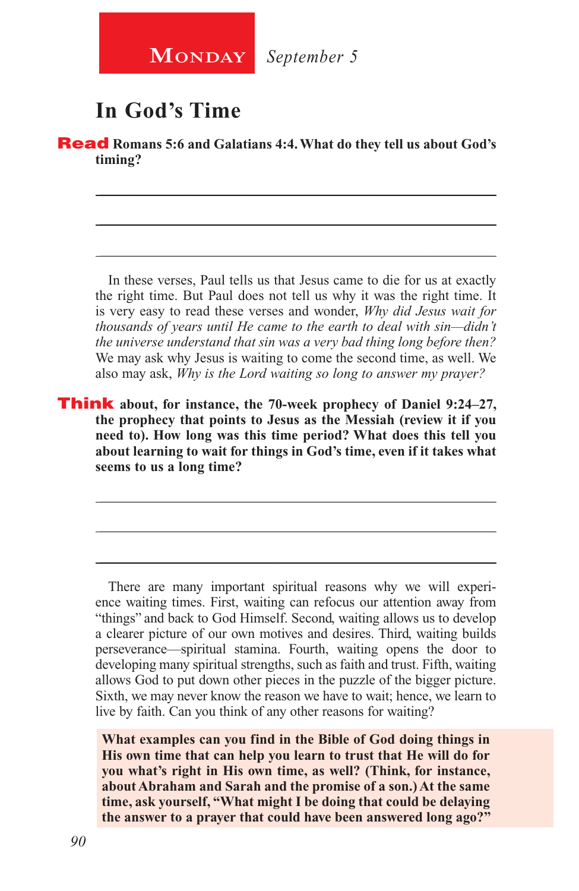**Monday** *September 5*

## In God's Time

**Read Romans 5:6 and Galatians 4:4. What do they tell us about God's timing?**

In these verses, Paul tells us that Jesus came to die for us at exactly the right time. But Paul does not tell us why it was the right time. It is very easy to read these verses and wonder, *Why did Jesus wait for thousands of years until He came to the earth to deal with sin—didn't the universe understand that sin was a very bad thing long before then?* We may ask why Jesus is waiting to come the second time, as well. We also may ask, *Why is the Lord waiting so long to answer my prayer?*

**Think about, for instance, the 70-week prophecy of Daniel 9:24–27, the prophecy that points to Jesus as the Messiah (review it if you need to). How long was this time period? What does this tell you about learning to wait for things in God's time, even if it takes what seems to us a long time?**

There are many important spiritual reasons why we will experience waiting times. First, waiting can refocus our attention away from "things" and back to God Himself. Second, waiting allows us to develop a clearer picture of our own motives and desires. Third, waiting builds perseverance—spiritual stamina. Fourth, waiting opens the door to developing many spiritual strengths, such as faith and trust. Fifth, waiting allows God to put down other pieces in the puzzle of the bigger picture. Sixth, we may never know the reason we have to wait; hence, we learn to live by faith. Can you think of any other reasons for waiting?

**What examples can you find in the Bible of God doing things in His own time that can help you learn to trust that He will do for you what's right in His own time, as well? (Think, for instance, about Abraham and Sarah and the promise of a son.) At the same time, ask yourself, "What might I be doing that could be delaying the answer to a prayer that could have been answered long ago?"**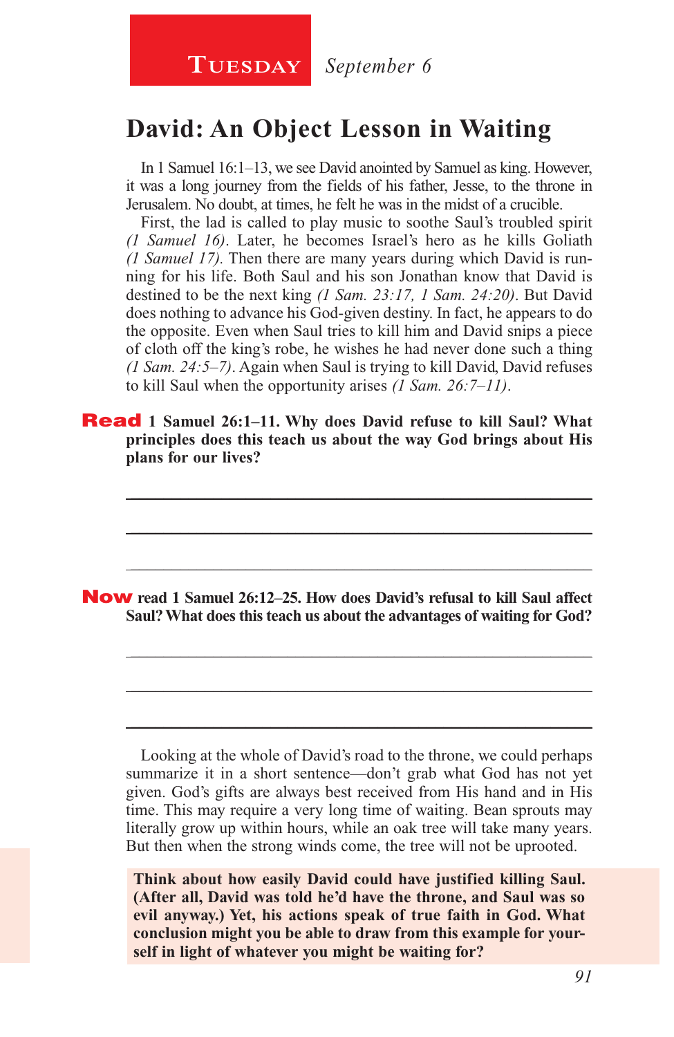**TUESDAY** *September 6*

## David: An Object Lesson in Waiting

In 1 Samuel 16:1–13, we see David anointed by Samuel as king. However, it was a long journey from the fields of his father, Jesse, to the throne in Jerusalem. No doubt, at times, he felt he was in the midst of a crucible.

First, the lad is called to play music to soothe Saul's troubled spirit *(1 Samuel 16)*. Later, he becomes Israel's hero as he kills Goliath *(1 Samuel 17)*. Then there are many years during which David is running for his life. Both Saul and his son Jonathan know that David is destined to be the next king *(1 Sam. 23:17, 1 Sam. 24:20)*. But David does nothing to advance his God-given destiny. In fact, he appears to do the opposite. Even when Saul tries to kill him and David snips a piece of cloth off the king's robe, he wishes he had never done such a thing *(1 Sam. 24:5–7)*. Again when Saul is trying to kill David, David refuses to kill Saul when the opportunity arises *(1 Sam. 26:7–11)*.

**Read 1 Samuel 26:1–11. Why does David refuse to kill Saul? What principles does this teach us about the way God brings about His plans for our lives?**

\_\_\_\_\_\_\_\_\_\_\_\_\_\_\_\_\_\_\_\_\_\_\_\_\_\_\_\_\_\_\_\_\_\_\_\_\_\_\_\_\_\_\_\_\_\_\_\_\_\_\_\_

\_\_\_\_\_\_\_\_\_\_\_\_\_\_\_\_\_\_\_\_\_\_\_\_\_\_\_\_\_\_\_\_\_\_\_\_\_\_\_\_\_\_\_\_\_\_\_\_\_\_\_\_

\_\_\_\_\_\_\_\_\_\_\_\_\_\_\_\_\_\_\_\_\_\_\_\_\_\_\_\_\_\_\_\_\_\_\_\_\_\_\_\_\_\_\_\_\_\_\_\_\_\_\_\_

**Now read 1 Samuel 26:12–25. How does David's refusal to kill Saul affect Saul? What does this teach us about the advantages of waiting for God?**

\_\_\_\_\_\_\_\_\_\_\_\_\_\_\_\_\_\_\_\_\_\_\_\_\_\_\_\_\_\_\_\_\_\_\_\_\_\_\_\_\_\_\_\_\_\_\_\_\_\_\_\_

\_\_\_\_\_\_\_\_\_\_\_\_\_\_\_\_\_\_\_\_\_\_\_\_\_\_\_\_\_\_\_\_\_\_\_\_\_\_\_\_\_\_\_\_\_\_\_\_\_\_\_\_

\_\_\_\_\_\_\_\_\_\_\_\_\_\_\_\_\_\_\_\_\_\_\_\_\_\_\_\_\_\_\_\_\_\_\_\_\_\_\_\_\_\_\_\_\_\_\_\_\_\_\_\_

Looking at the whole of David's road to the throne, we could perhaps summarize it in a short sentence—don't grab what God has not yet given. God's gifts are always best received from His hand and in His time. This may require a very long time of waiting. Bean sprouts may literally grow up within hours, while an oak tree will take many years. But then when the strong winds come, the tree will not be uprooted.

**Think about how easily David could have justified killing Saul. (After all, David was told he'd have the throne, and Saul was so evil anyway.) Yet, his actions speak of true faith in God. What conclusion might you be able to draw from this example for yourself in light of whatever you might be waiting for?**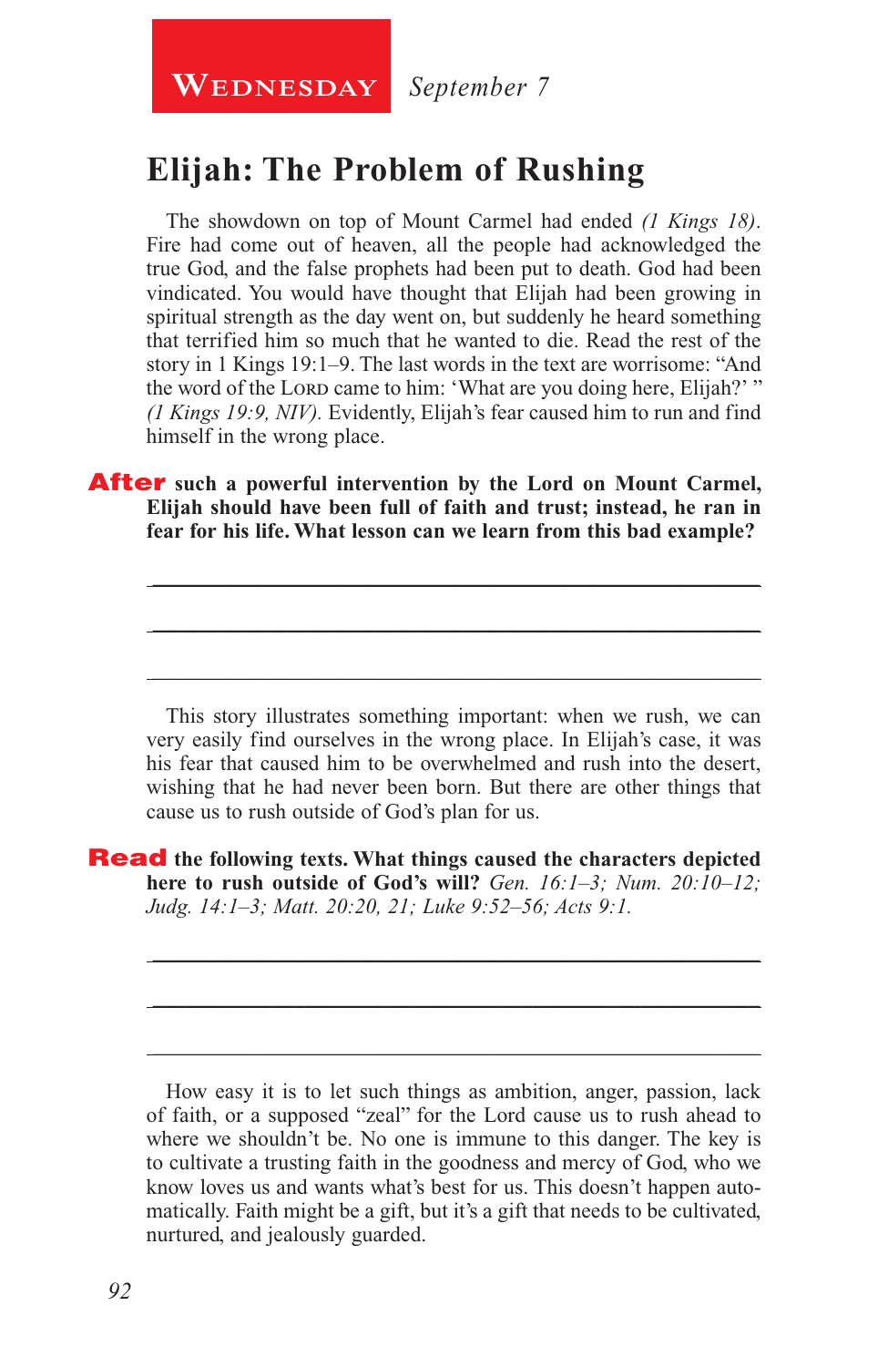**Wednesday** *September 7*

## Elijah: The Problem of Rushing

The showdown on top of Mount Carmel had ended *(1 Kings 18)*. Fire had come out of heaven, all the people had acknowledged the true God, and the false prophets had been put to death. God had been vindicated. You would have thought that Elijah had been growing in spiritual strength as the day went on, but suddenly he heard something that terrified him so much that he wanted to die. Read the rest of the story in 1 Kings 19:1–9. The last words in the text are worrisome: "And the word of the Lord came to him: 'What are you doing here, Elijah?' " *(1 Kings 19:9, NIV)*. Evidently, Elijah's fear caused him to run and find himself in the wrong place.

**After such a powerful intervention by the Lord on Mount Carmel, Elijah should have been full of faith and trust; instead, he ran in fear for his life. What lesson can we learn from this bad example?**

_______________________________________________

_______________________________________________

_______________________________________________

This story illustrates something important: when we rush, we can very easily find ourselves in the wrong place. In Elijah's case, it was his fear that caused him to be overwhelmed and rush into the desert, wishing that he had never been born. But there are other things that cause us to rush outside of God's plan for us.

**Read the following texts. What things caused the characters depicted here to rush outside of God's will?** *Gen. 16:1–3; Num. 20:10–12; Judg. 14:1–3; Matt. 20:20, 21; Luke 9:52–56; Acts 9:1.*

_______________________________________________

_______________________________________________

_______________________________________________

How easy it is to let such things as ambition, anger, passion, lack of faith, or a supposed "zeal" for the Lord cause us to rush ahead to where we shouldn't be. No one is immune to this danger. The key is to cultivate a trusting faith in the goodness and mercy of God, who we know loves us and wants what's best for us. This doesn't happen automatically. Faith might be a gift, but it's a gift that needs to be cultivated, nurtured, and jealously guarded.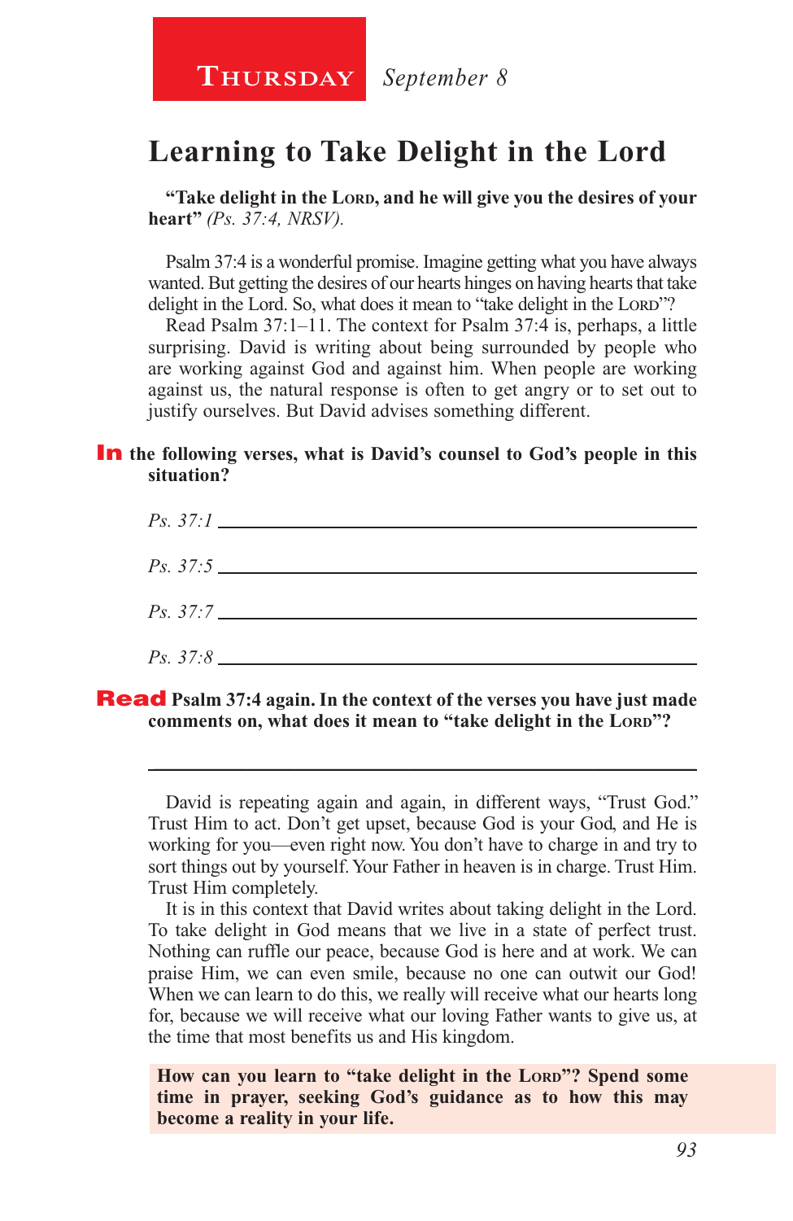**Thursday** *September 8*

## Learning to Take Delight in the Lord

**"Take delight in the Lord, and he will give you the desires of your heart"** *(Ps. 37:4, NRSV).*

Psalm 37:4 is a wonderful promise. Imagine getting what you have always wanted. But getting the desires of our hearts hinges on having hearts that take delight in the Lord. So, what does it mean to "take delight in the Lord"?

Read Psalm 37:1–11. The context for Psalm 37:4 is, perhaps, a little surprising. David is writing about being surrounded by people who are working against God and against him. When people are working against us, the natural response is often to get angry or to set out to justify ourselves. But David advises something different.

**In the following verses, what is David's counsel to God's people in this situation?**

*Ps. 37:1* ____________________________________________

*Ps. 37:5* ____________________________________________

*Ps. 37:7* ____________________________________________

*Ps. 37:8* ____________________________________________

**Read Psalm 37:4 again. In the context of the verses you have just made comments on, what does it mean to "take delight in the Lord"?**

____________________________________________

David is repeating again and again, in different ways, "Trust God." Trust Him to act. Don't get upset, because God is your God, and He is working for you—even right now. You don't have to charge in and try to sort things out by yourself. Your Father in heaven is in charge. Trust Him. Trust Him completely.

It is in this context that David writes about taking delight in the Lord. To take delight in God means that we live in a state of perfect trust. Nothing can ruffle our peace, because God is here and at work. We can praise Him, we can even smile, because no one can outwit our God! When we can learn to do this, we really will receive what our hearts long for, because we will receive what our loving Father wants to give us, at the time that most benefits us and His kingdom.

**How can you learn to "take delight in the Lord"? Spend some time in prayer, seeking God's guidance as to how this may become a reality in your life.**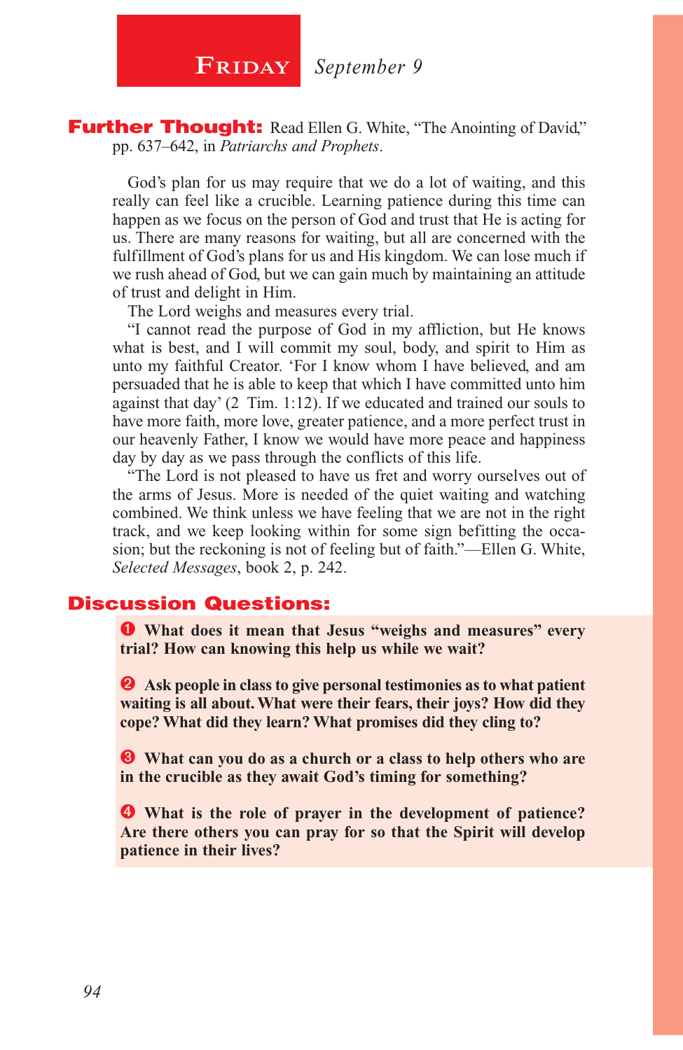## Friday *September 9*

**Further Thought:** Read Ellen G. White, "The Anointing of David," pp. 637–642, in *Patriarchs and Prophets*.

God's plan for us may require that we do a lot of waiting, and this really can feel like a crucible. Learning patience during this time can happen as we focus on the person of God and trust that He is acting for us. There are many reasons for waiting, but all are concerned with the fulfillment of God's plans for us and His kingdom. We can lose much if we rush ahead of God, but we can gain much by maintaining an attitude of trust and delight in Him.

The Lord weighs and measures every trial.

"I cannot read the purpose of God in my affliction, but He knows what is best, and I will commit my soul, body, and spirit to Him as unto my faithful Creator. 'For I know whom I have believed, and am persuaded that he is able to keep that which I have committed unto him against that day' (2 Tim. 1:12). If we educated and trained our souls to have more faith, more love, greater patience, and a more perfect trust in our heavenly Father, I know we would have more peace and happiness day by day as we pass through the conflicts of this life.

"The Lord is not pleased to have us fret and worry ourselves out of the arms of Jesus. More is needed of the quiet waiting and watching combined. We think unless we have feeling that we are not in the right track, and we keep looking within for some sign befitting the occasion; but the reckoning is not of feeling but of faith."—Ellen G. White, *Selected Messages*, book 2, p. 242.

**Discussion Questions:**

1. **What does it mean that Jesus "weighs and measures" every trial? How can knowing this help us while we wait?**

2. **Ask people in class to give personal testimonies as to what patient waiting is all about. What were their fears, their joys? How did they cope? What did they learn? What promises did they cling to?**

3. **What can you do as a church or a class to help others who are in the crucible as they await God's timing for something?**

4. **What is the role of prayer in the development of patience? Are there others you can pray for so that the Spirit will develop patience in their lives?**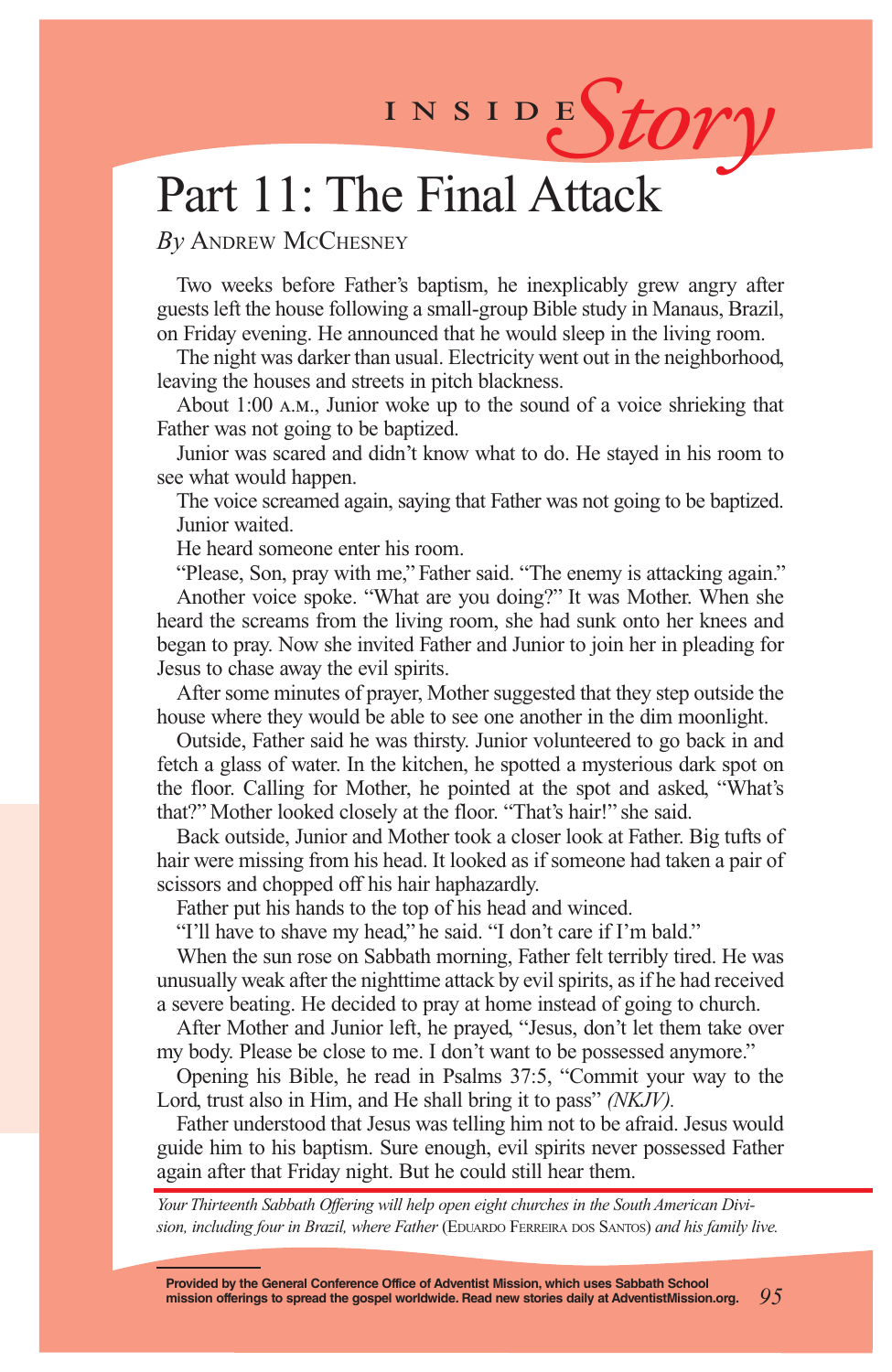INSIDE *Story*

# Part 11: The Final Attack

*By* Andrew McChesney

Two weeks before Father's baptism, he inexplicably grew angry after guests left the house following a small-group Bible study in Manaus, Brazil, on Friday evening. He announced that he would sleep in the living room.

The night was darker than usual. Electricity went out in the neighborhood, leaving the houses and streets in pitch blackness.

About 1:00 a.m., Junior woke up to the sound of a voice shrieking that Father was not going to be baptized.

Junior was scared and didn't know what to do. He stayed in his room to see what would happen.

The voice screamed again, saying that Father was not going to be baptized. Junior waited.

He heard someone enter his room.

"Please, Son, pray with me," Father said. "The enemy is attacking again."

Another voice spoke. "What are you doing?" It was Mother. When she heard the screams from the living room, she had sunk onto her knees and began to pray. Now she invited Father and Junior to join her in pleading for Jesus to chase away the evil spirits.

After some minutes of prayer, Mother suggested that they step outside the house where they would be able to see one another in the dim moonlight.

Outside, Father said he was thirsty. Junior volunteered to go back in and fetch a glass of water. In the kitchen, he spotted a mysterious dark spot on the floor. Calling for Mother, he pointed at the spot and asked, "What's that?" Mother looked closely at the floor. "That's hair!" she said.

Back outside, Junior and Mother took a closer look at Father. Big tufts of hair were missing from his head. It looked as if someone had taken a pair of scissors and chopped off his hair haphazardly.

Father put his hands to the top of his head and winced.

"I'll have to shave my head," he said. "I don't care if I'm bald."

When the sun rose on Sabbath morning, Father felt terribly tired. He was unusually weak after the nighttime attack by evil spirits, as if he had received a severe beating. He decided to pray at home instead of going to church.

After Mother and Junior left, he prayed, "Jesus, don't let them take over my body. Please be close to me. I don't want to be possessed anymore."

Opening his Bible, he read in Psalms 37:5, "Commit your way to the Lord, trust also in Him, and He shall bring it to pass" *(NKJV).*

Father understood that Jesus was telling him not to be afraid. Jesus would guide him to his baptism. Sure enough, evil spirits never possessed Father again after that Friday night. But he could still hear them.

*Your Thirteenth Sabbath Offering will help open eight churches in the South American Division, including four in Brazil, where Father* (Eduardo Ferreira dos Santos) *and his family live.*

**Provided by the General Conference Office of Adventist Mission, which uses Sabbath School mission offerings to spread the gospel worldwide. Read new stories daily at AdventistMission.org.**